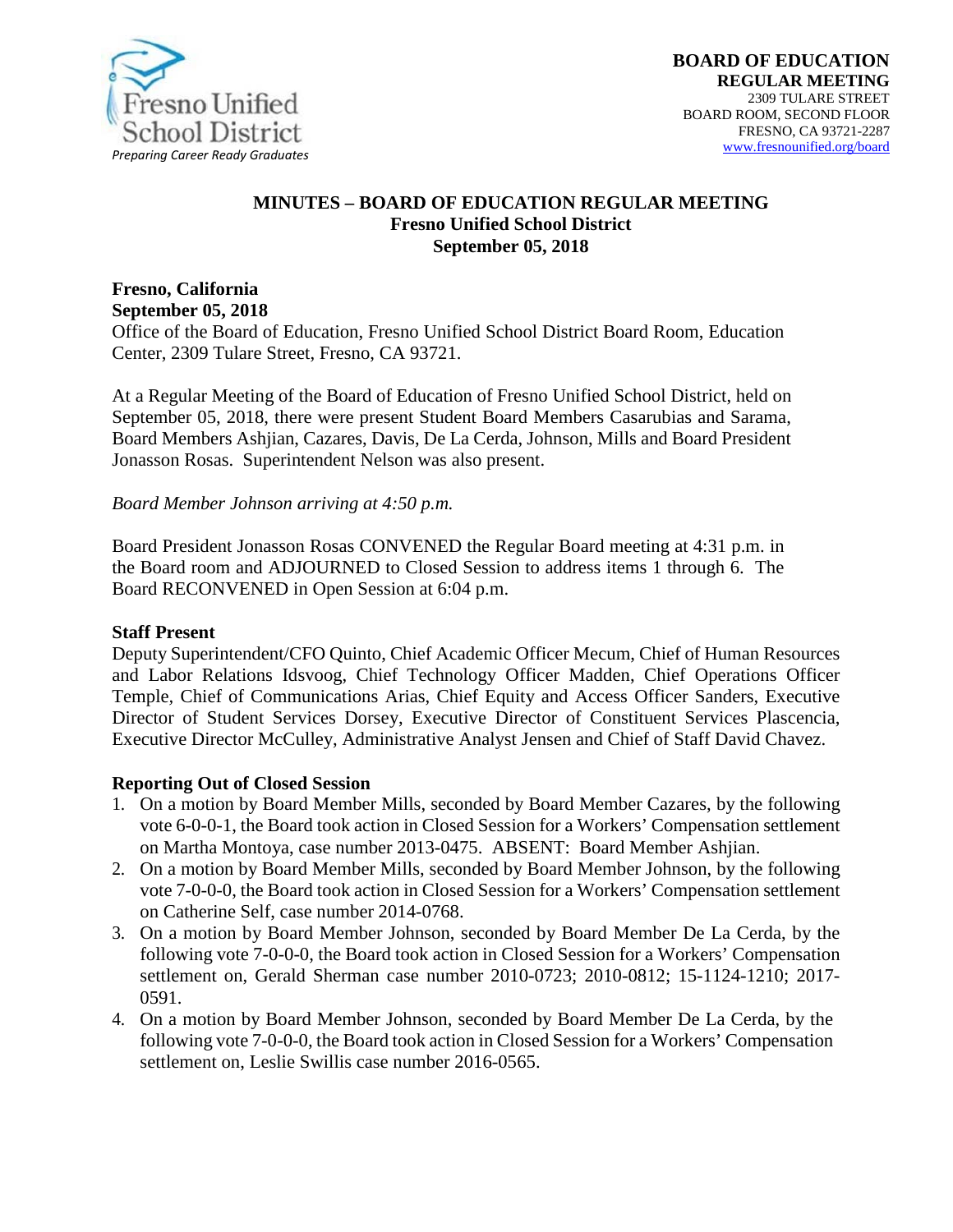**BOARD OF EDUCATION**
**REGULAR MEETING**
2309 TULARE STREET
BOARD ROOM, SECOND FLOOR
FRESNO, CA 93721-2287
www.fresnounified.org/board

Fresno Unified School District
*Preparing Career Ready Graduates*

# MINUTES – BOARD OF EDUCATION REGULAR MEETING
## Fresno Unified School District
## September 05, 2018

**Fresno, California**
**September 05, 2018**
Office of the Board of Education, Fresno Unified School District Board Room, Education Center, 2309 Tulare Street, Fresno, CA 93721.

At a Regular Meeting of the Board of Education of Fresno Unified School District, held on September 05, 2018, there were present Student Board Members Casarubias and Sarama, Board Members Ashjian, Cazares, Davis, De La Cerda, Johnson, Mills and Board President Jonasson Rosas. Superintendent Nelson was also present.

*Board Member Johnson arriving at 4:50 p.m.*

Board President Jonasson Rosas CONVENED the Regular Board meeting at 4:31 p.m. in the Board room and ADJOURNED to Closed Session to address items 1 through 6. The Board RECONVENED in Open Session at 6:04 p.m.

**Staff Present**
Deputy Superintendent/CFO Quinto, Chief Academic Officer Mecum, Chief of Human Resources and Labor Relations Idsvoog, Chief Technology Officer Madden, Chief Operations Officer Temple, Chief of Communications Arias, Chief Equity and Access Officer Sanders, Executive Director of Student Services Dorsey, Executive Director of Constituent Services Plascencia, Executive Director McCulley, Administrative Analyst Jensen and Chief of Staff David Chavez.

**Reporting Out of Closed Session**

1. On a motion by Board Member Mills, seconded by Board Member Cazares, by the following vote 6-0-0-1, the Board took action in Closed Session for a Workers' Compensation settlement on Martha Montoya, case number 2013-0475. ABSENT: Board Member Ashjian.
2. On a motion by Board Member Mills, seconded by Board Member Johnson, by the following vote 7-0-0-0, the Board took action in Closed Session for a Workers' Compensation settlement on Catherine Self, case number 2014-0768.
3. On a motion by Board Member Johnson, seconded by Board Member De La Cerda, by the following vote 7-0-0-0, the Board took action in Closed Session for a Workers' Compensation settlement on, Gerald Sherman case number 2010-0723; 2010-0812; 15-1124-1210; 2017-0591.
4. On a motion by Board Member Johnson, seconded by Board Member De La Cerda, by the following vote 7-0-0-0, the Board took action in Closed Session for a Workers' Compensation settlement on, Leslie Swillis case number 2016-0565.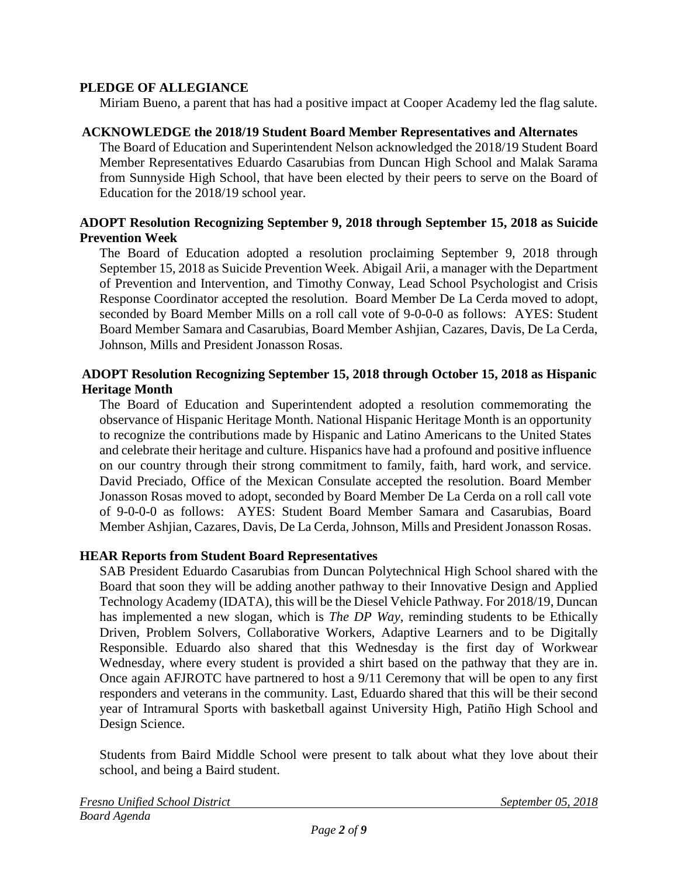**PLEDGE OF ALLEGIANCE**

Miriam Bueno, a parent that has had a positive impact at Cooper Academy led the flag salute.

**ACKNOWLEDGE the 2018/19 Student Board Member Representatives and Alternates**

The Board of Education and Superintendent Nelson acknowledged the 2018/19 Student Board Member Representatives Eduardo Casarubias from Duncan High School and Malak Sarama from Sunnyside High School, that have been elected by their peers to serve on the Board of Education for the 2018/19 school year.

**ADOPT Resolution Recognizing September 9, 2018 through September 15, 2018 as Suicide Prevention Week**

The Board of Education adopted a resolution proclaiming September 9, 2018 through September 15, 2018 as Suicide Prevention Week. Abigail Arii, a manager with the Department of Prevention and Intervention, and Timothy Conway, Lead School Psychologist and Crisis Response Coordinator accepted the resolution. Board Member De La Cerda moved to adopt, seconded by Board Member Mills on a roll call vote of 9-0-0-0 as follows: AYES: Student Board Member Samara and Casarubias, Board Member Ashjian, Cazares, Davis, De La Cerda, Johnson, Mills and President Jonasson Rosas.

**ADOPT Resolution Recognizing September 15, 2018 through October 15, 2018 as Hispanic Heritage Month**

The Board of Education and Superintendent adopted a resolution commemorating the observance of Hispanic Heritage Month. National Hispanic Heritage Month is an opportunity to recognize the contributions made by Hispanic and Latino Americans to the United States and celebrate their heritage and culture. Hispanics have had a profound and positive influence on our country through their strong commitment to family, faith, hard work, and service. David Preciado, Office of the Mexican Consulate accepted the resolution. Board Member Jonasson Rosas moved to adopt, seconded by Board Member De La Cerda on a roll call vote of 9-0-0-0 as follows: AYES: Student Board Member Samara and Casarubias, Board Member Ashjian, Cazares, Davis, De La Cerda, Johnson, Mills and President Jonasson Rosas.

**HEAR Reports from Student Board Representatives**

SAB President Eduardo Casarubias from Duncan Polytechnical High School shared with the Board that soon they will be adding another pathway to their Innovative Design and Applied Technology Academy (IDATA), this will be the Diesel Vehicle Pathway. For 2018/19, Duncan has implemented a new slogan, which is *The DP Way*, reminding students to be Ethically Driven, Problem Solvers, Collaborative Workers, Adaptive Learners and to be Digitally Responsible. Eduardo also shared that this Wednesday is the first day of Workwear Wednesday, where every student is provided a shirt based on the pathway that they are in. Once again AFJROTC have partnered to host a 9/11 Ceremony that will be open to any first responders and veterans in the community. Last, Eduardo shared that this will be their second year of Intramural Sports with basketball against University High, Patiño High School and Design Science.

Students from Baird Middle School were present to talk about what they love about their school, and being a Baird student.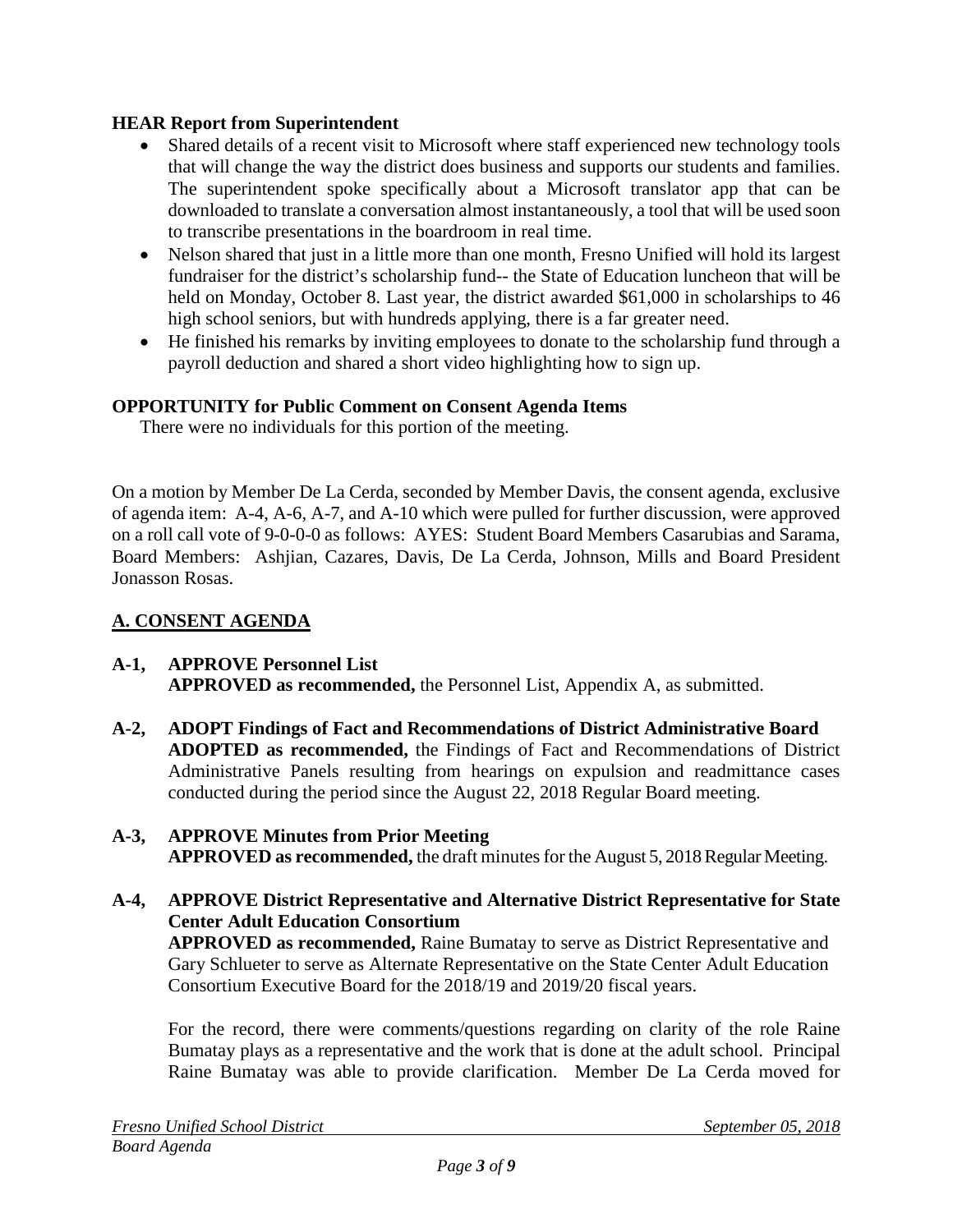**HEAR Report from Superintendent**

- Shared details of a recent visit to Microsoft where staff experienced new technology tools that will change the way the district does business and supports our students and families. The superintendent spoke specifically about a Microsoft translator app that can be downloaded to translate a conversation almost instantaneously, a tool that will be used soon to transcribe presentations in the boardroom in real time.
- Nelson shared that just in a little more than one month, Fresno Unified will hold its largest fundraiser for the district's scholarship fund-- the State of Education luncheon that will be held on Monday, October 8. Last year, the district awarded $61,000 in scholarships to 46 high school seniors, but with hundreds applying, there is a far greater need.
- He finished his remarks by inviting employees to donate to the scholarship fund through a payroll deduction and shared a short video highlighting how to sign up.

**OPPORTUNITY for Public Comment on Consent Agenda Items**

There were no individuals for this portion of the meeting.

On a motion by Member De La Cerda, seconded by Member Davis, the consent agenda, exclusive of agenda item: A-4, A-6, A-7, and A-10 which were pulled for further discussion, were approved on a roll call vote of 9-0-0-0 as follows: AYES: Student Board Members Casarubias and Sarama, Board Members: Ashjian, Cazares, Davis, De La Cerda, Johnson, Mills and Board President Jonasson Rosas.

## A. CONSENT AGENDA

**A-1, APPROVE Personnel List**
**APPROVED as recommended,** the Personnel List, Appendix A, as submitted.

**A-2, ADOPT Findings of Fact and Recommendations of District Administrative Board**
**ADOPTED as recommended,** the Findings of Fact and Recommendations of District Administrative Panels resulting from hearings on expulsion and readmittance cases conducted during the period since the August 22, 2018 Regular Board meeting.

**A-3, APPROVE Minutes from Prior Meeting**
**APPROVED as recommended,** the draft minutes for the August 5, 2018 Regular Meeting.

**A-4, APPROVE District Representative and Alternative District Representative for State Center Adult Education Consortium**
**APPROVED as recommended,** Raine Bumatay to serve as District Representative and Gary Schlueter to serve as Alternate Representative on the State Center Adult Education Consortium Executive Board for the 2018/19 and 2019/20 fiscal years.

For the record, there were comments/questions regarding on clarity of the role Raine Bumatay plays as a representative and the work that is done at the adult school. Principal Raine Bumatay was able to provide clarification. Member De La Cerda moved for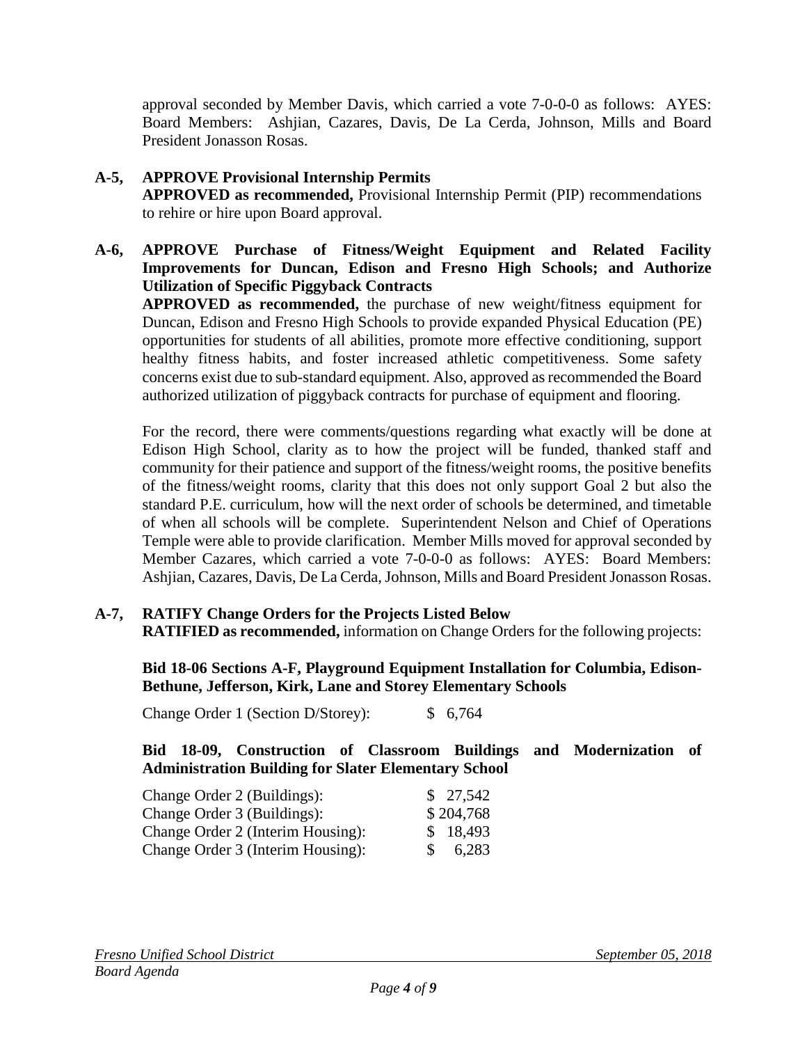approval seconded by Member Davis, which carried a vote 7-0-0-0 as follows: AYES: Board Members: Ashjian, Cazares, Davis, De La Cerda, Johnson, Mills and Board President Jonasson Rosas.

**A-5, APPROVE Provisional Internship Permits**
**APPROVED as recommended,** Provisional Internship Permit (PIP) recommendations to rehire or hire upon Board approval.

**A-6, APPROVE Purchase of Fitness/Weight Equipment and Related Facility Improvements for Duncan, Edison and Fresno High Schools; and Authorize Utilization of Specific Piggyback Contracts**
**APPROVED as recommended,** the purchase of new weight/fitness equipment for Duncan, Edison and Fresno High Schools to provide expanded Physical Education (PE) opportunities for students of all abilities, promote more effective conditioning, support healthy fitness habits, and foster increased athletic competitiveness. Some safety concerns exist due to sub-standard equipment. Also, approved as recommended the Board authorized utilization of piggyback contracts for purchase of equipment and flooring.

For the record, there were comments/questions regarding what exactly will be done at Edison High School, clarity as to how the project will be funded, thanked staff and community for their patience and support of the fitness/weight rooms, the positive benefits of the fitness/weight rooms, clarity that this does not only support Goal 2 but also the standard P.E. curriculum, how will the next order of schools be determined, and timetable of when all schools will be complete. Superintendent Nelson and Chief of Operations Temple were able to provide clarification. Member Mills moved for approval seconded by Member Cazares, which carried a vote 7-0-0-0 as follows: AYES: Board Members: Ashjian, Cazares, Davis, De La Cerda, Johnson, Mills and Board President Jonasson Rosas.

**A-7, RATIFY Change Orders for the Projects Listed Below**
**RATIFIED as recommended,** information on Change Orders for the following projects:

**Bid 18-06 Sections A-F, Playground Equipment Installation for Columbia, Edison-Bethune, Jefferson, Kirk, Lane and Storey Elementary Schools**

| | |
|---|---|
| Change Order 1 (Section D/Storey): | $ 6,764 |

**Bid 18-09, Construction of Classroom Buildings and Modernization of Administration Building for Slater Elementary School**

| | |
|---|---|
| Change Order 2 (Buildings): | $ 27,542 |
| Change Order 3 (Buildings): | $ 204,768 |
| Change Order 2 (Interim Housing): | $ 18,493 |
| Change Order 3 (Interim Housing): | $ 6,283 |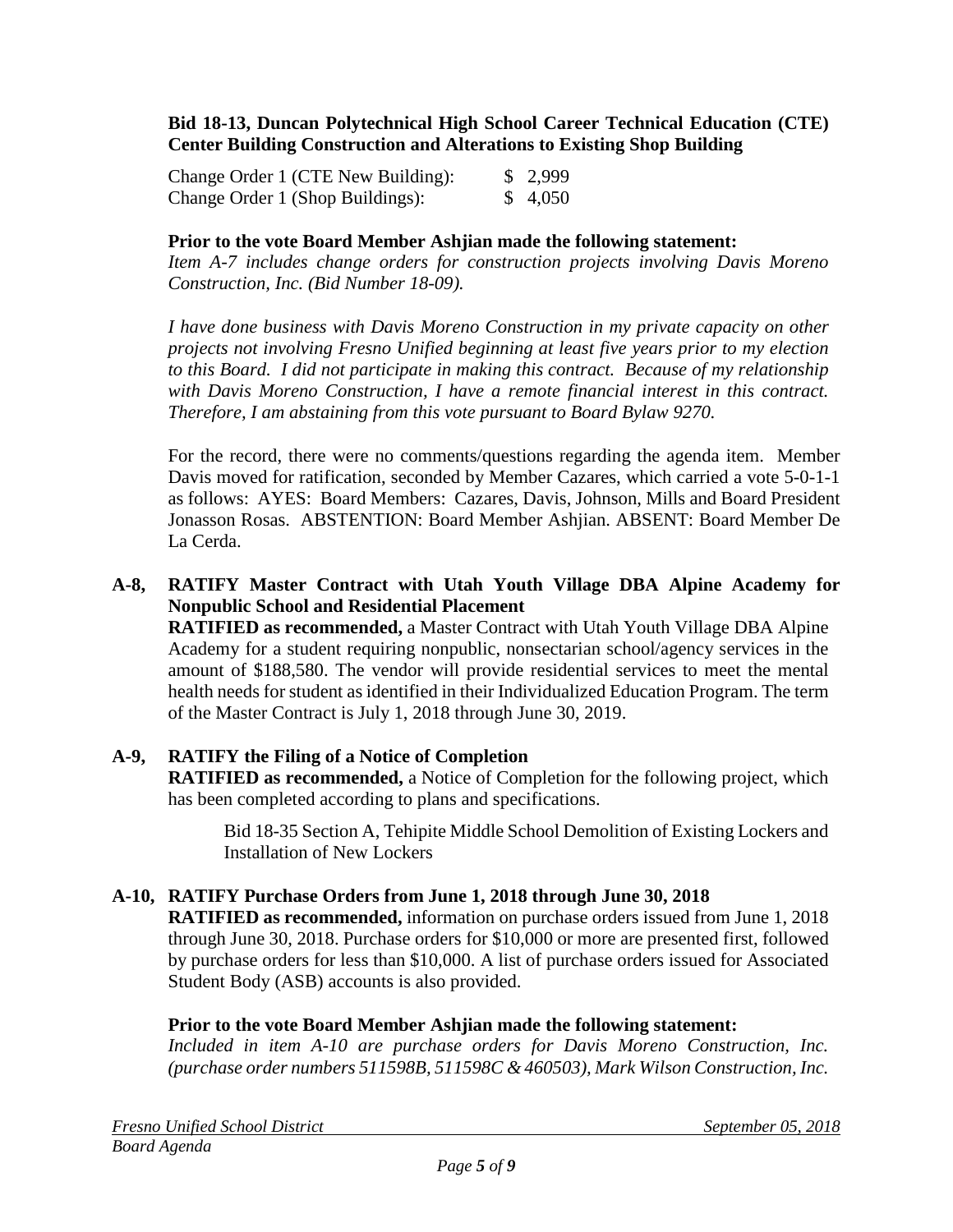**Bid 18-13, Duncan Polytechnical High School Career Technical Education (CTE) Center Building Construction and Alterations to Existing Shop Building**

| | |
|---|---|
| Change Order 1 (CTE New Building): | $ 2,999 |
| Change Order 1 (Shop Buildings): | $ 4,050 |

**Prior to the vote Board Member Ashjian made the following statement:**
*Item A-7 includes change orders for construction projects involving Davis Moreno Construction, Inc. (Bid Number 18-09).*

*I have done business with Davis Moreno Construction in my private capacity on other projects not involving Fresno Unified beginning at least five years prior to my election to this Board. I did not participate in making this contract. Because of my relationship with Davis Moreno Construction, I have a remote financial interest in this contract. Therefore, I am abstaining from this vote pursuant to Board Bylaw 9270.*

For the record, there were no comments/questions regarding the agenda item. Member Davis moved for ratification, seconded by Member Cazares, which carried a vote 5-0-1-1 as follows: AYES: Board Members: Cazares, Davis, Johnson, Mills and Board President Jonasson Rosas. ABSTENTION: Board Member Ashjian. ABSENT: Board Member De La Cerda.

**A-8, RATIFY Master Contract with Utah Youth Village DBA Alpine Academy for Nonpublic School and Residential Placement**
**RATIFIED as recommended,** a Master Contract with Utah Youth Village DBA Alpine Academy for a student requiring nonpublic, nonsectarian school/agency services in the amount of $188,580. The vendor will provide residential services to meet the mental health needs for student as identified in their Individualized Education Program. The term of the Master Contract is July 1, 2018 through June 30, 2019.

**A-9, RATIFY the Filing of a Notice of Completion**
**RATIFIED as recommended,** a Notice of Completion for the following project, which has been completed according to plans and specifications.

> Bid 18-35 Section A, Tehipite Middle School Demolition of Existing Lockers and Installation of New Lockers

**A-10, RATIFY Purchase Orders from June 1, 2018 through June 30, 2018**
**RATIFIED as recommended,** information on purchase orders issued from June 1, 2018 through June 30, 2018. Purchase orders for $10,000 or more are presented first, followed by purchase orders for less than $10,000. A list of purchase orders issued for Associated Student Body (ASB) accounts is also provided.

**Prior to the vote Board Member Ashjian made the following statement:**
*Included in item A-10 are purchase orders for Davis Moreno Construction, Inc. (purchase order numbers 511598B, 511598C & 460503), Mark Wilson Construction, Inc.*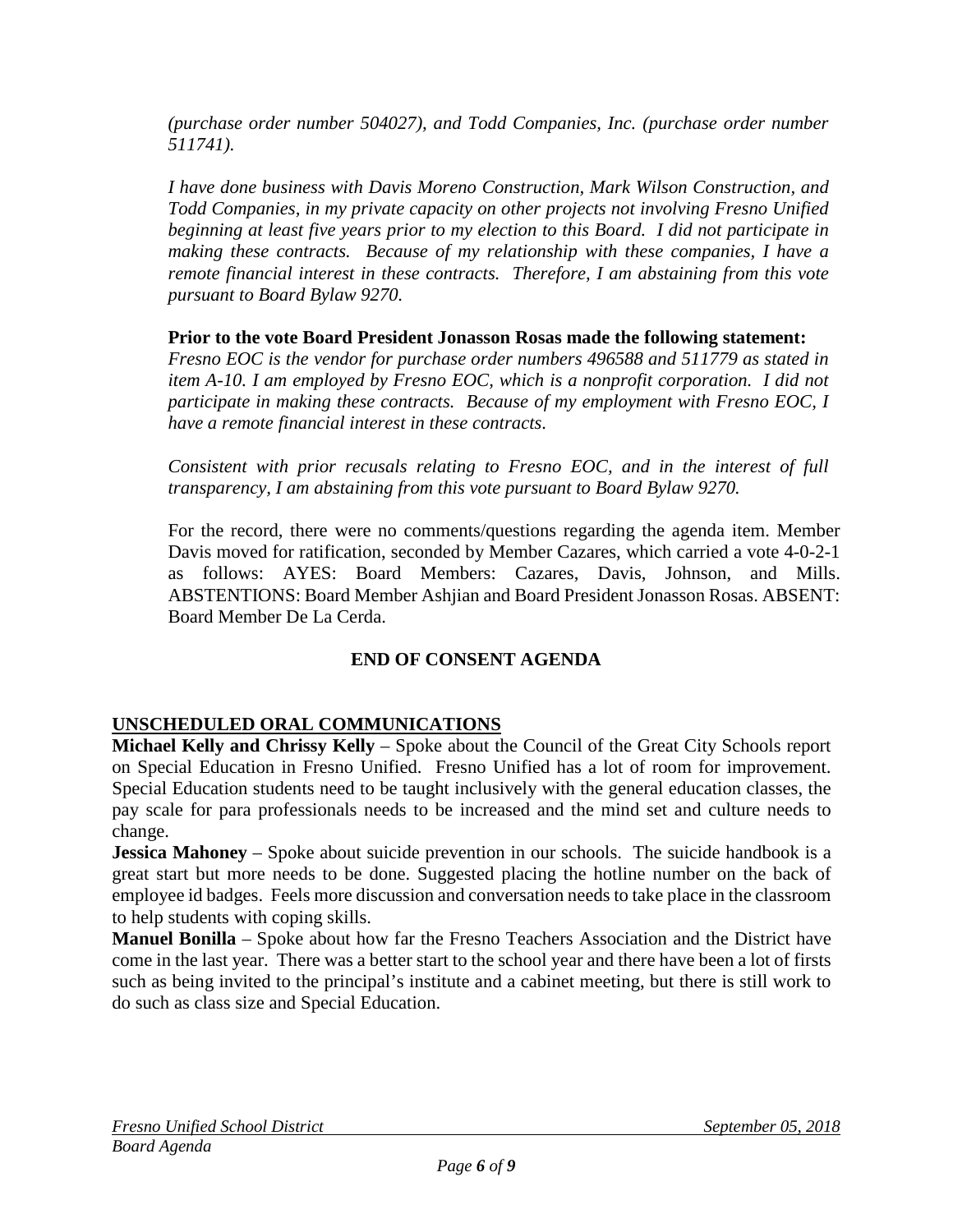*(purchase order number 504027), and Todd Companies, Inc. (purchase order number 511741).*

*I have done business with Davis Moreno Construction, Mark Wilson Construction, and Todd Companies, in my private capacity on other projects not involving Fresno Unified beginning at least five years prior to my election to this Board. I did not participate in making these contracts. Because of my relationship with these companies, I have a remote financial interest in these contracts. Therefore, I am abstaining from this vote pursuant to Board Bylaw 9270.*

**Prior to the vote Board President Jonasson Rosas made the following statement:**
*Fresno EOC is the vendor for purchase order numbers 496588 and 511779 as stated in item A-10. I am employed by Fresno EOC, which is a nonprofit corporation. I did not participate in making these contracts. Because of my employment with Fresno EOC, I have a remote financial interest in these contracts.*

*Consistent with prior recusals relating to Fresno EOC, and in the interest of full transparency, I am abstaining from this vote pursuant to Board Bylaw 9270.*

For the record, there were no comments/questions regarding the agenda item. Member Davis moved for ratification, seconded by Member Cazares, which carried a vote 4-0-2-1 as follows: AYES: Board Members: Cazares, Davis, Johnson, and Mills. ABSTENTIONS: Board Member Ashjian and Board President Jonasson Rosas. ABSENT: Board Member De La Cerda.

**END OF CONSENT AGENDA**

## UNSCHEDULED ORAL COMMUNICATIONS

**Michael Kelly and Chrissy Kelly** – Spoke about the Council of the Great City Schools report on Special Education in Fresno Unified. Fresno Unified has a lot of room for improvement. Special Education students need to be taught inclusively with the general education classes, the pay scale for para professionals needs to be increased and the mind set and culture needs to change.

**Jessica Mahoney** – Spoke about suicide prevention in our schools. The suicide handbook is a great start but more needs to be done. Suggested placing the hotline number on the back of employee id badges. Feels more discussion and conversation needs to take place in the classroom to help students with coping skills.

**Manuel Bonilla** – Spoke about how far the Fresno Teachers Association and the District have come in the last year. There was a better start to the school year and there have been a lot of firsts such as being invited to the principal's institute and a cabinet meeting, but there is still work to do such as class size and Special Education.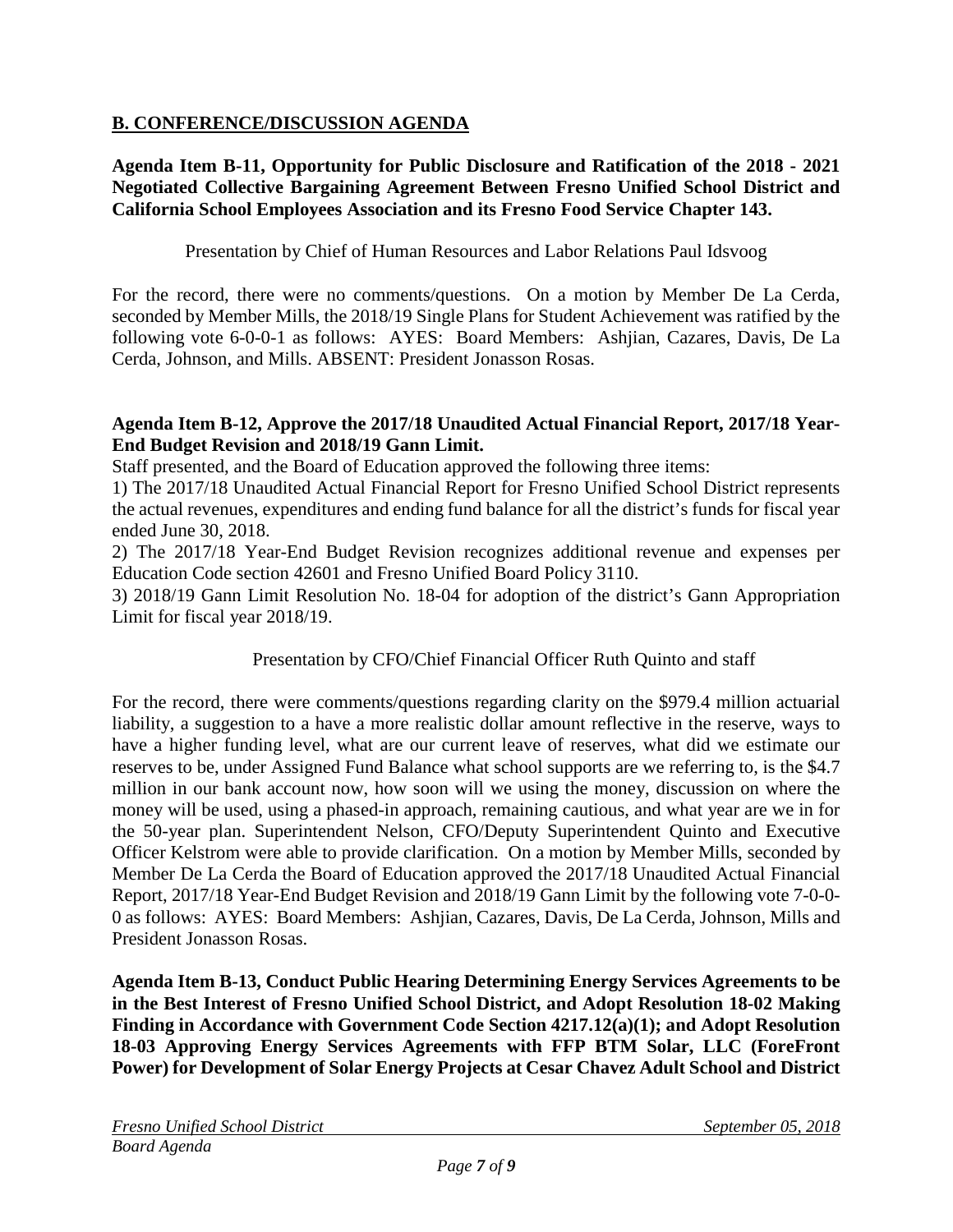## B. CONFERENCE/DISCUSSION AGENDA

**Agenda Item B-11, Opportunity for Public Disclosure and Ratification of the 2018 - 2021 Negotiated Collective Bargaining Agreement Between Fresno Unified School District and California School Employees Association and its Fresno Food Service Chapter 143.**

Presentation by Chief of Human Resources and Labor Relations Paul Idsvoog

For the record, there were no comments/questions. On a motion by Member De La Cerda, seconded by Member Mills, the 2018/19 Single Plans for Student Achievement was ratified by the following vote 6-0-0-1 as follows: AYES: Board Members: Ashjian, Cazares, Davis, De La Cerda, Johnson, and Mills. ABSENT: President Jonasson Rosas.

**Agenda Item B-12, Approve the 2017/18 Unaudited Actual Financial Report, 2017/18 Year-End Budget Revision and 2018/19 Gann Limit.**

Staff presented, and the Board of Education approved the following three items:

1) The 2017/18 Unaudited Actual Financial Report for Fresno Unified School District represents the actual revenues, expenditures and ending fund balance for all the district's funds for fiscal year ended June 30, 2018.

2) The 2017/18 Year-End Budget Revision recognizes additional revenue and expenses per Education Code section 42601 and Fresno Unified Board Policy 3110.

3) 2018/19 Gann Limit Resolution No. 18-04 for adoption of the district's Gann Appropriation Limit for fiscal year 2018/19.

Presentation by CFO/Chief Financial Officer Ruth Quinto and staff

For the record, there were comments/questions regarding clarity on the $979.4 million actuarial liability, a suggestion to a have a more realistic dollar amount reflective in the reserve, ways to have a higher funding level, what are our current leave of reserves, what did we estimate our reserves to be, under Assigned Fund Balance what school supports are we referring to, is the $4.7 million in our bank account now, how soon will we using the money, discussion on where the money will be used, using a phased-in approach, remaining cautious, and what year are we in for the 50-year plan. Superintendent Nelson, CFO/Deputy Superintendent Quinto and Executive Officer Kelstrom were able to provide clarification. On a motion by Member Mills, seconded by Member De La Cerda the Board of Education approved the 2017/18 Unaudited Actual Financial Report, 2017/18 Year-End Budget Revision and 2018/19 Gann Limit by the following vote 7-0-0-0 as follows: AYES: Board Members: Ashjian, Cazares, Davis, De La Cerda, Johnson, Mills and President Jonasson Rosas.

**Agenda Item B-13, Conduct Public Hearing Determining Energy Services Agreements to be in the Best Interest of Fresno Unified School District, and Adopt Resolution 18-02 Making Finding in Accordance with Government Code Section 4217.12(a)(1); and Adopt Resolution 18-03 Approving Energy Services Agreements with FFP BTM Solar, LLC (ForeFront Power) for Development of Solar Energy Projects at Cesar Chavez Adult School and District**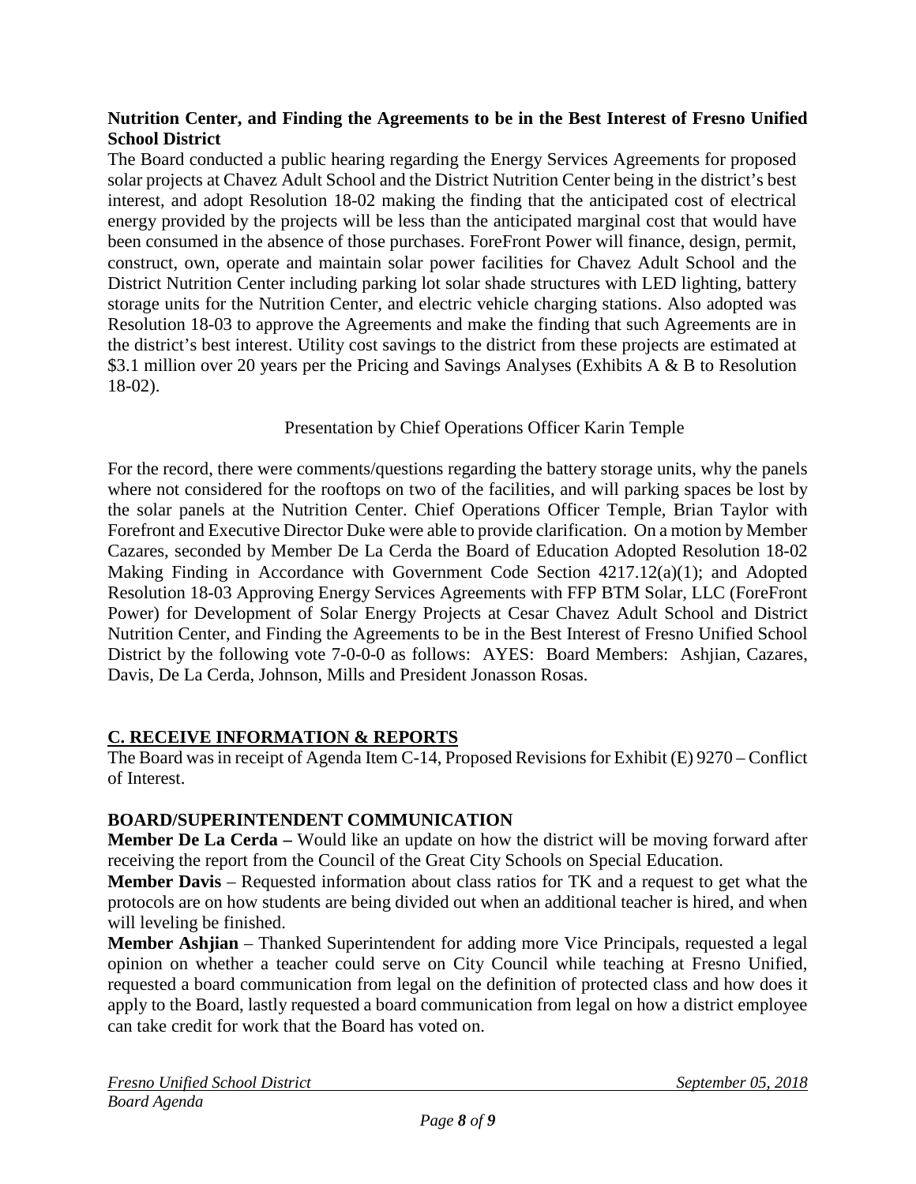**Nutrition Center, and Finding the Agreements to be in the Best Interest of Fresno Unified School District**

The Board conducted a public hearing regarding the Energy Services Agreements for proposed solar projects at Chavez Adult School and the District Nutrition Center being in the district's best interest, and adopt Resolution 18-02 making the finding that the anticipated cost of electrical energy provided by the projects will be less than the anticipated marginal cost that would have been consumed in the absence of those purchases. ForeFront Power will finance, design, permit, construct, own, operate and maintain solar power facilities for Chavez Adult School and the District Nutrition Center including parking lot solar shade structures with LED lighting, battery storage units for the Nutrition Center, and electric vehicle charging stations. Also adopted was Resolution 18-03 to approve the Agreements and make the finding that such Agreements are in the district's best interest. Utility cost savings to the district from these projects are estimated at $3.1 million over 20 years per the Pricing and Savings Analyses (Exhibits A & B to Resolution 18-02).

Presentation by Chief Operations Officer Karin Temple

For the record, there were comments/questions regarding the battery storage units, why the panels where not considered for the rooftops on two of the facilities, and will parking spaces be lost by the solar panels at the Nutrition Center. Chief Operations Officer Temple, Brian Taylor with Forefront and Executive Director Duke were able to provide clarification. On a motion by Member Cazares, seconded by Member De La Cerda the Board of Education Adopted Resolution 18-02 Making Finding in Accordance with Government Code Section 4217.12(a)(1); and Adopted Resolution 18-03 Approving Energy Services Agreements with FFP BTM Solar, LLC (ForeFront Power) for Development of Solar Energy Projects at Cesar Chavez Adult School and District Nutrition Center, and Finding the Agreements to be in the Best Interest of Fresno Unified School District by the following vote 7-0-0-0 as follows: AYES: Board Members: Ashjian, Cazares, Davis, De La Cerda, Johnson, Mills and President Jonasson Rosas.

## C. RECEIVE INFORMATION & REPORTS

The Board was in receipt of Agenda Item C-14, Proposed Revisions for Exhibit (E) 9270 – Conflict of Interest.

### BOARD/SUPERINTENDENT COMMUNICATION

**Member De La Cerda –** Would like an update on how the district will be moving forward after receiving the report from the Council of the Great City Schools on Special Education.

**Member Davis** – Requested information about class ratios for TK and a request to get what the protocols are on how students are being divided out when an additional teacher is hired, and when will leveling be finished.

**Member Ashjian** – Thanked Superintendent for adding more Vice Principals, requested a legal opinion on whether a teacher could serve on City Council while teaching at Fresno Unified, requested a board communication from legal on the definition of protected class and how does it apply to the Board, lastly requested a board communication from legal on how a district employee can take credit for work that the Board has voted on.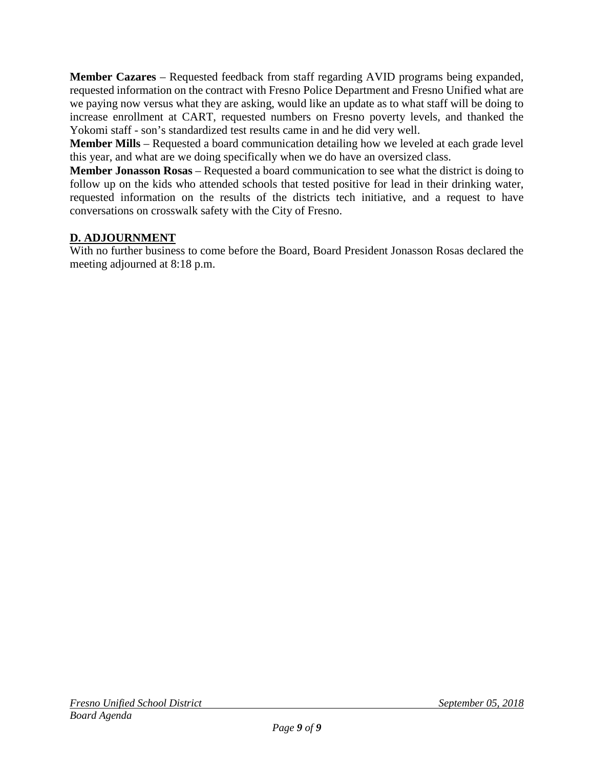**Member Cazares** – Requested feedback from staff regarding AVID programs being expanded, requested information on the contract with Fresno Police Department and Fresno Unified what are we paying now versus what they are asking, would like an update as to what staff will be doing to increase enrollment at CART, requested numbers on Fresno poverty levels, and thanked the Yokomi staff - son's standardized test results came in and he did very well.

**Member Mills** – Requested a board communication detailing how we leveled at each grade level this year, and what are we doing specifically when we do have an oversized class.

**Member Jonasson Rosas** – Requested a board communication to see what the district is doing to follow up on the kids who attended schools that tested positive for lead in their drinking water, requested information on the results of the districts tech initiative, and a request to have conversations on crosswalk safety with the City of Fresno.

## D. ADJOURNMENT

With no further business to come before the Board, Board President Jonasson Rosas declared the meeting adjourned at 8:18 p.m.